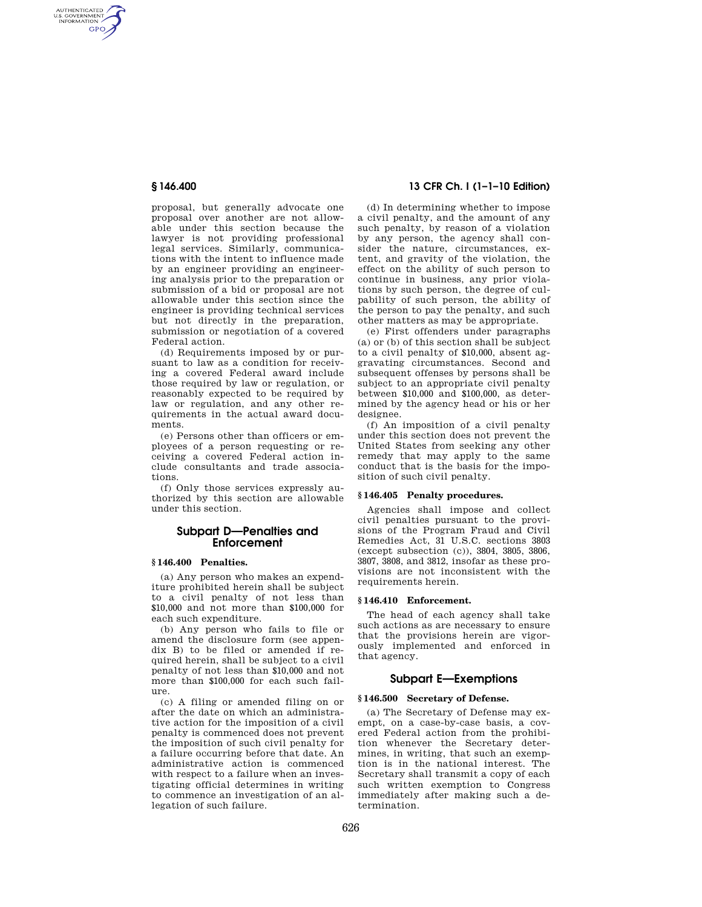proposal, but generally advocate one proposal over another are not allowable under this section because the lawyer is not providing professional legal services. Similarly, communications with the intent to influence made by an engineer providing an engineering analysis prior to the preparation or submission of a bid or proposal are not allowable under this section since the engineer is providing technical services but not directly in the preparation, submission or negotiation of a covered Federal action.

(d) Requirements imposed by or pursuant to law as a condition for receiving a covered Federal award include those required by law or regulation, or reasonably expected to be required by law or regulation, and any other requirements in the actual award documents.

(e) Persons other than officers or employees of a person requesting or receiving a covered Federal action include consultants and trade associations.

(f) Only those services expressly authorized by this section are allowable under this section.

## Subpart D—Penalties and Enforcement

### § 146.400 Penalties.

(a) Any person who makes an expenditure prohibited herein shall be subject to a civil penalty of not less than $10,000 and not more than $100,000 for each such expenditure.

(b) Any person who fails to file or amend the disclosure form (see appendix B) to be filed or amended if required herein, shall be subject to a civil penalty of not less than $10,000 and not more than $100,000 for each such failure.

(c) A filing or amended filing on or after the date on which an administrative action for the imposition of a civil penalty is commenced does not prevent the imposition of such civil penalty for a failure occurring before that date. An administrative action is commenced with respect to a failure when an investigating official determines in writing to commence an investigation of an allegation of such failure.

(d) In determining whether to impose a civil penalty, and the amount of any such penalty, by reason of a violation by any person, the agency shall consider the nature, circumstances, extent, and gravity of the violation, the effect on the ability of such person to continue in business, any prior violations by such person, the degree of culpability of such person, the ability of the person to pay the penalty, and such other matters as may be appropriate.

(e) First offenders under paragraphs (a) or (b) of this section shall be subject to a civil penalty of $10,000, absent aggravating circumstances. Second and subsequent offenses by persons shall be subject to an appropriate civil penalty between $10,000 and $100,000, as determined by the agency head or his or her designee.

(f) An imposition of a civil penalty under this section does not prevent the United States from seeking any other remedy that may apply to the same conduct that is the basis for the imposition of such civil penalty.

### § 146.405 Penalty procedures.

Agencies shall impose and collect civil penalties pursuant to the provisions of the Program Fraud and Civil Remedies Act, 31 U.S.C. sections 3803 (except subsection (c)), 3804, 3805, 3806, 3807, 3808, and 3812, insofar as these provisions are not inconsistent with the requirements herein.

### § 146.410 Enforcement.

The head of each agency shall take such actions as are necessary to ensure that the provisions herein are vigorously implemented and enforced in that agency.

## Subpart E—Exemptions

### § 146.500 Secretary of Defense.

(a) The Secretary of Defense may exempt, on a case-by-case basis, a covered Federal action from the prohibition whenever the Secretary determines, in writing, that such an exemption is in the national interest. The Secretary shall transmit a copy of each such written exemption to Congress immediately after making such a determination.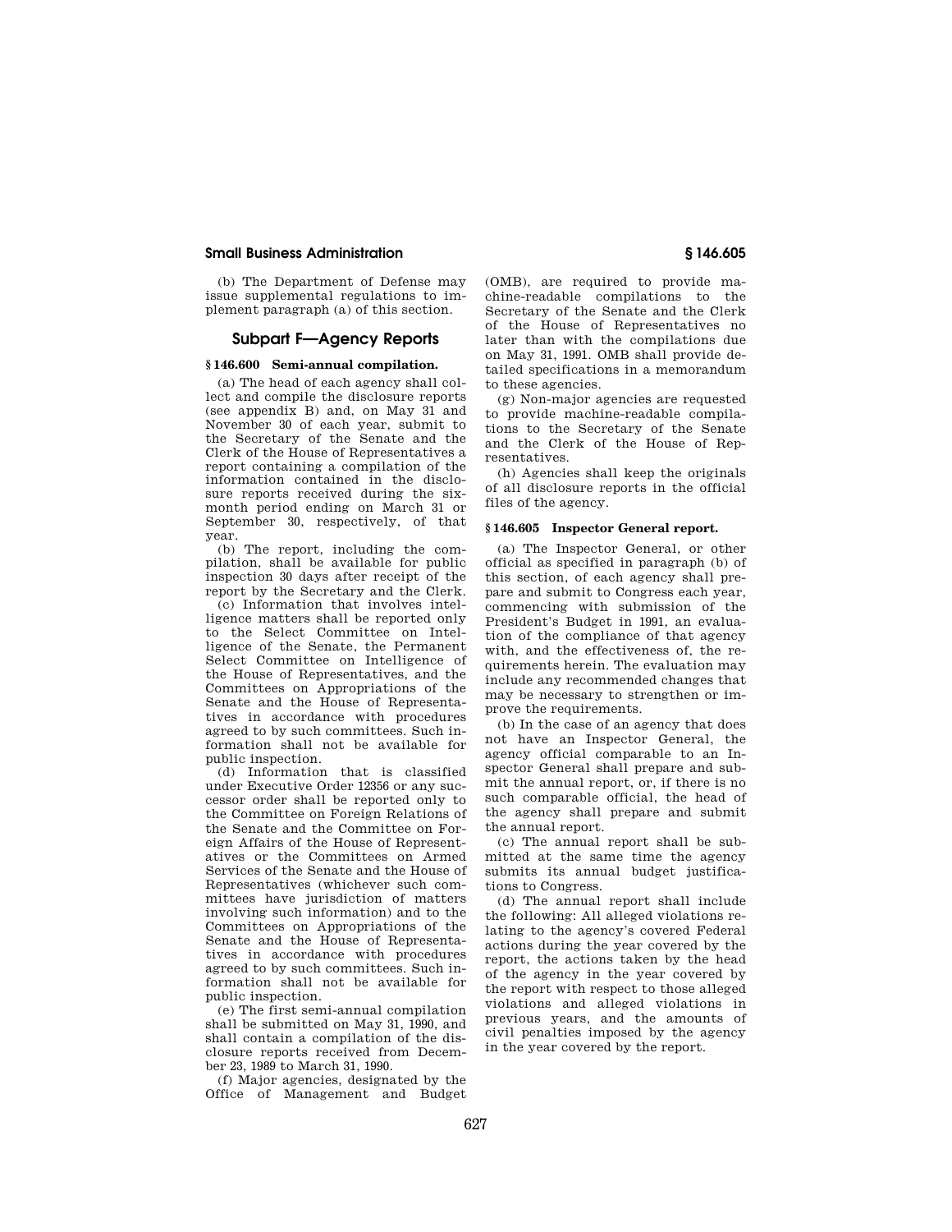(b) The Department of Defense may issue supplemental regulations to implement paragraph (a) of this section.

## Subpart F—Agency Reports

### § 146.600 Semi-annual compilation.

(a) The head of each agency shall collect and compile the disclosure reports (see appendix B) and, on May 31 and November 30 of each year, submit to the Secretary of the Senate and the Clerk of the House of Representatives a report containing a compilation of the information contained in the disclosure reports received during the six-month period ending on March 31 or September 30, respectively, of that year.

(b) The report, including the compilation, shall be available for public inspection 30 days after receipt of the report by the Secretary and the Clerk.

(c) Information that involves intelligence matters shall be reported only to the Select Committee on Intelligence of the Senate, the Permanent Select Committee on Intelligence of the House of Representatives, and the Committees on Appropriations of the Senate and the House of Representatives in accordance with procedures agreed to by such committees. Such information shall not be available for public inspection.

(d) Information that is classified under Executive Order 12356 or any successor order shall be reported only to the Committee on Foreign Relations of the Senate and the Committee on Foreign Affairs of the House of Representatives or the Committees on Armed Services of the Senate and the House of Representatives (whichever such committees have jurisdiction of matters involving such information) and to the Committees on Appropriations of the Senate and the House of Representatives in accordance with procedures agreed to by such committees. Such information shall not be available for public inspection.

(e) The first semi-annual compilation shall be submitted on May 31, 1990, and shall contain a compilation of the disclosure reports received from December 23, 1989 to March 31, 1990.

(f) Major agencies, designated by the Office of Management and Budget (OMB), are required to provide machine-readable compilations to the Secretary of the Senate and the Clerk of the House of Representatives no later than with the compilations due on May 31, 1991. OMB shall provide detailed specifications in a memorandum to these agencies.

(g) Non-major agencies are requested to provide machine-readable compilations to the Secretary of the Senate and the Clerk of the House of Representatives.

(h) Agencies shall keep the originals of all disclosure reports in the official files of the agency.

### § 146.605 Inspector General report.

(a) The Inspector General, or other official as specified in paragraph (b) of this section, of each agency shall prepare and submit to Congress each year, commencing with submission of the President's Budget in 1991, an evaluation of the compliance of that agency with, and the effectiveness of, the requirements herein. The evaluation may include any recommended changes that may be necessary to strengthen or improve the requirements.

(b) In the case of an agency that does not have an Inspector General, the agency official comparable to an Inspector General shall prepare and submit the annual report, or, if there is no such comparable official, the head of the agency shall prepare and submit the annual report.

(c) The annual report shall be submitted at the same time the agency submits its annual budget justifications to Congress.

(d) The annual report shall include the following: All alleged violations relating to the agency's covered Federal actions during the year covered by the report, the actions taken by the head of the agency in the year covered by the report with respect to those alleged violations and alleged violations in previous years, and the amounts of civil penalties imposed by the agency in the year covered by the report.